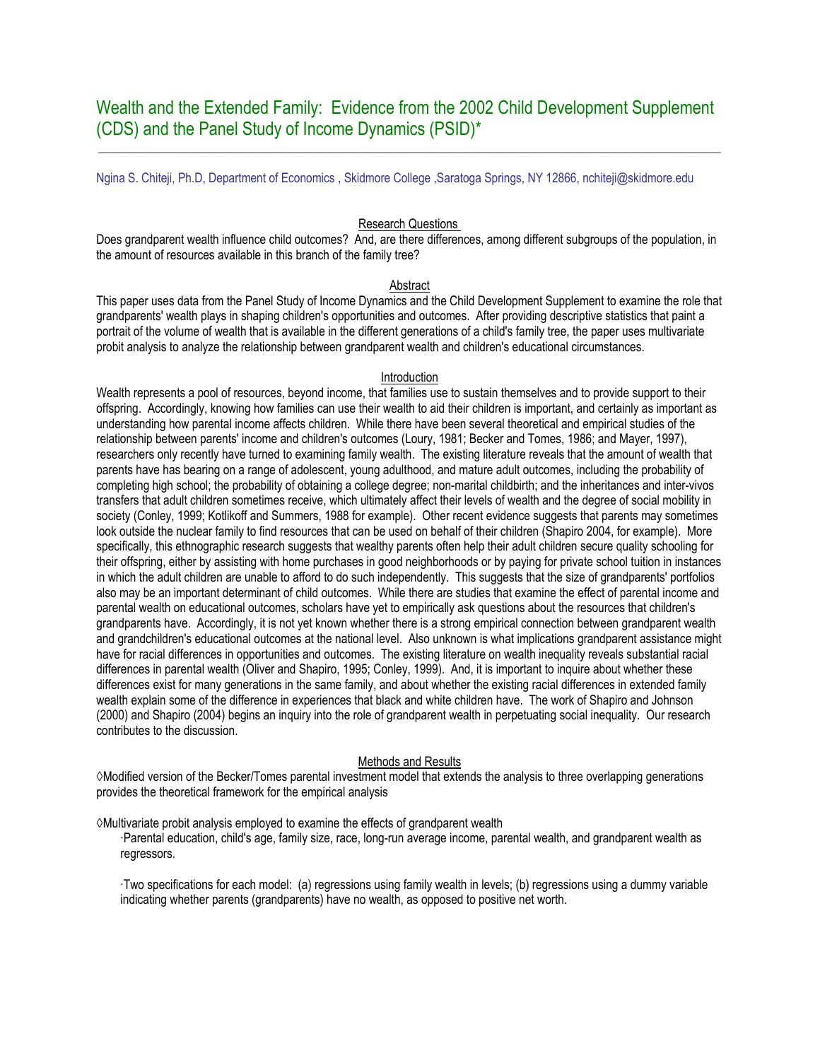# Wealth and the Extended Family: Evidence from the 2002 Child Development Supplement (CDS) and the Panel Study of Income Dynamics (PSID)*

Ngina S. Chiteji, Ph.D, Department of Economics , Skidmore College ,Saratoga Springs, NY 12866, nchiteji@skidmore.edu

## Research Questions

Does grandparent wealth influence child outcomes? And, are there differences, among different subgroups of the population, in the amount of resources available in this branch of the family tree?

## Abstract

This paper uses data from the Panel Study of Income Dynamics and the Child Development Supplement to examine the role that grandparents' wealth plays in shaping children's opportunities and outcomes. After providing descriptive statistics that paint a portrait of the volume of wealth that is available in the different generations of a child's family tree, the paper uses multivariate probit analysis to analyze the relationship between grandparent wealth and children's educational circumstances.

## Introduction

Wealth represents a pool of resources, beyond income, that families use to sustain themselves and to provide support to their offspring. Accordingly, knowing how families can use their wealth to aid their children is important, and certainly as important as understanding how parental income affects children. While there have been several theoretical and empirical studies of the relationship between parents' income and children's outcomes (Loury, 1981; Becker and Tomes, 1986; and Mayer, 1997), researchers only recently have turned to examining family wealth. The existing literature reveals that the amount of wealth that parents have has bearing on a range of adolescent, young adulthood, and mature adult outcomes, including the probability of completing high school; the probability of obtaining a college degree; non-marital childbirth; and the inheritances and inter-vivos transfers that adult children sometimes receive, which ultimately affect their levels of wealth and the degree of social mobility in society (Conley, 1999; Kotlikoff and Summers, 1988 for example). Other recent evidence suggests that parents may sometimes look outside the nuclear family to find resources that can be used on behalf of their children (Shapiro 2004, for example). More specifically, this ethnographic research suggests that wealthy parents often help their adult children secure quality schooling for their offspring, either by assisting with home purchases in good neighborhoods or by paying for private school tuition in instances in which the adult children are unable to afford to do such independently. This suggests that the size of grandparents' portfolios also may be an important determinant of child outcomes. While there are studies that examine the effect of parental income and parental wealth on educational outcomes, scholars have yet to empirically ask questions about the resources that children's grandparents have. Accordingly, it is not yet known whether there is a strong empirical connection between grandparent wealth and grandchildren's educational outcomes at the national level. Also unknown is what implications grandparent assistance might have for racial differences in opportunities and outcomes. The existing literature on wealth inequality reveals substantial racial differences in parental wealth (Oliver and Shapiro, 1995; Conley, 1999). And, it is important to inquire about whether these differences exist for many generations in the same family, and about whether the existing racial differences in extended family wealth explain some of the difference in experiences that black and white children have. The work of Shapiro and Johnson (2000) and Shapiro (2004) begins an inquiry into the role of grandparent wealth in perpetuating social inequality. Our research contributes to the discussion.

## Methods and Results

◊Modified version of the Becker/Tomes parental investment model that extends the analysis to three overlapping generations provides the theoretical framework for the empirical analysis

◊Multivariate probit analysis employed to examine the effects of grandparent wealth

- Parental education, child's age, family size, race, long-run average income, parental wealth, and grandparent wealth as regressors.
- Two specifications for each model: (a) regressions using family wealth in levels; (b) regressions using a dummy variable indicating whether parents (grandparents) have no wealth, as opposed to positive net worth.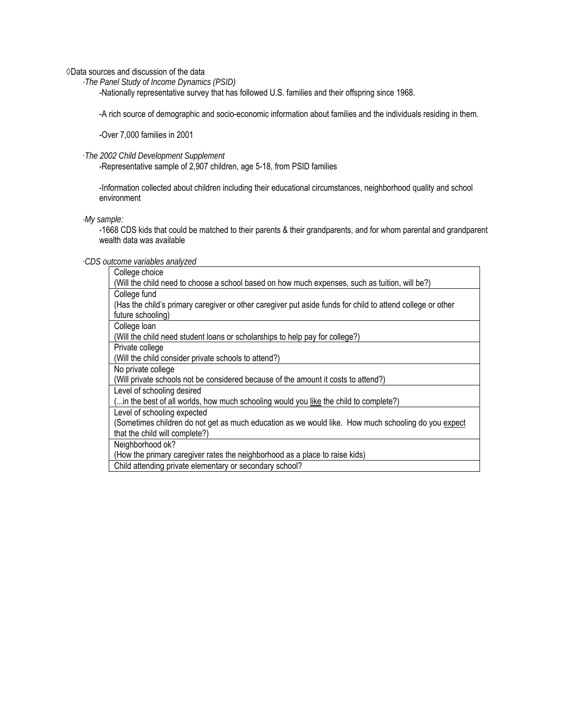◊Data sources and discussion of the data

·*The Panel Study of Income Dynamics (PSID)*

-Nationally representative survey that has followed U.S. families and their offspring since 1968.

-A rich source of demographic and socio-economic information about families and the individuals residing in them.

-Over 7,000 families in 2001

·*The 2002 Child Development Supplement*

-Representative sample of 2,907 children, age 5-18, from PSID families

-Information collected about children including their educational circumstances, neighborhood quality and school environment

·*My sample:*

-1668 CDS kids that could be matched to their parents & their grandparents, and for whom parental and grandparent wealth data was available

·*CDS outcome variables analyzed*

| |
|---|
| College choice<br>(Will the child need to choose a school based on how much expenses, such as tuition, will be?) |
| College fund<br>(Has the child's primary caregiver or other caregiver put aside funds for child to attend college or other future schooling) |
| College loan<br>(Will the child need student loans or scholarships to help pay for college?) |
| Private college<br>(Will the child consider private schools to attend?) |
| No private college<br>(Will private schools not be considered because of the amount it costs to attend?) |
| Level of schooling desired<br>(...in the best of all worlds, how much schooling would you <u>like</u> the child to complete?) |
| Level of schooling expected<br>(Sometimes children do not get as much education as we would like. How much schooling do you <u>expect</u> that the child will complete?) |
| Neighborhood ok?<br>(How the primary caregiver rates the neighborhood as a place to raise kids) |
| Child attending private elementary or secondary school? |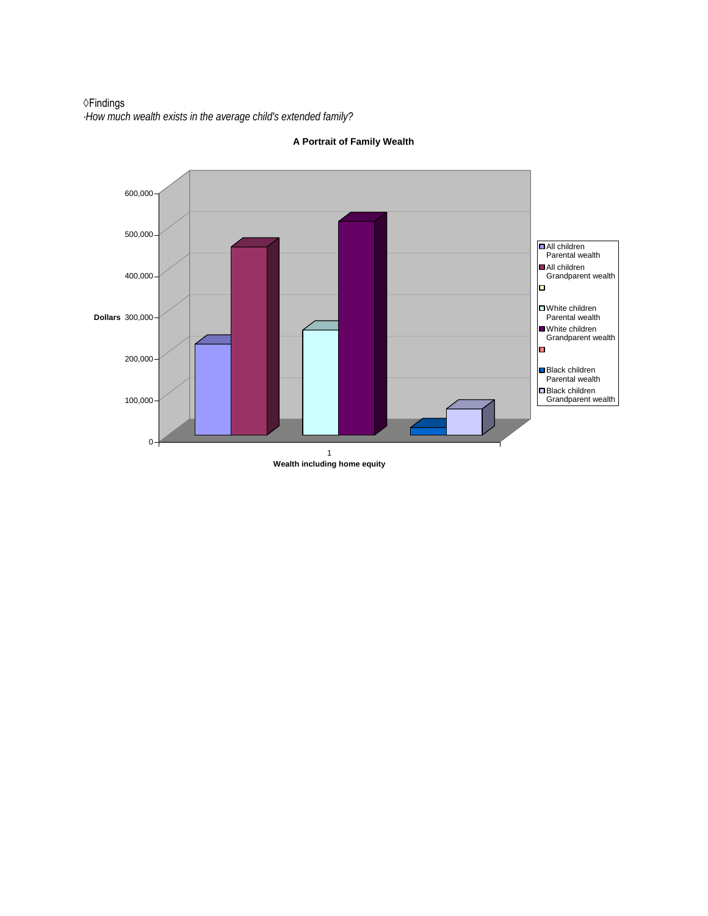◊Findings

*·How much wealth exists in the average child's extended family?*

**A Portrait of Family Wealth**

Dollars

600,000
500,000
400,000
300,000
200,000
100,000
0

1

**Wealth including home equity**

- All children Parental wealth
- All children Grandparent wealth
- White children Parental wealth
- White children Grandparent wealth
- Black children Parental wealth
- Black children Grandparent wealth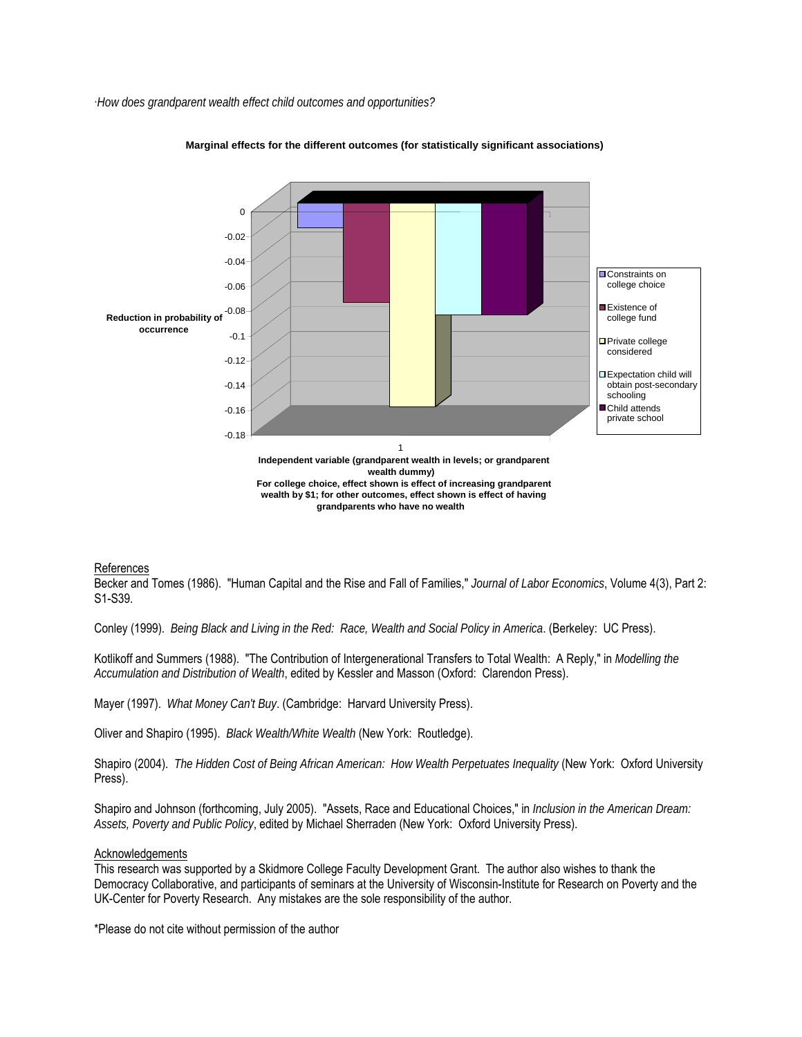·*How does grandparent wealth effect child outcomes and opportunities?*

**Marginal effects for the different outcomes (for statistically significant associations)**

0
-0.02
-0.04
-0.06
-0.08
-0.1
-0.12
-0.14
-0.16
-0.18

**Reduction in probability of occurrence**

Constraints on college choice
Existence of college fund
Private college considered
Expectation child will obtain post-secondary schooling
Child attends private school

1

**Independent variable (grandparent wealth in levels; or grandparent wealth dummy)**
**For college choice, effect shown is effect of increasing grandparent wealth by $1; for other outcomes, effect shown is effect of having grandparents who have no wealth**

References

Becker and Tomes (1986). "Human Capital and the Rise and Fall of Families," *Journal of Labor Economics*, Volume 4(3), Part 2: S1-S39.

Conley (1999). *Being Black and Living in the Red: Race, Wealth and Social Policy in America*. (Berkeley: UC Press).

Kotlikoff and Summers (1988). "The Contribution of Intergenerational Transfers to Total Wealth: A Reply," in *Modelling the Accumulation and Distribution of Wealth*, edited by Kessler and Masson (Oxford: Clarendon Press).

Mayer (1997). *What Money Can't Buy*. (Cambridge: Harvard University Press).

Oliver and Shapiro (1995). *Black Wealth/White Wealth* (New York: Routledge).

Shapiro (2004). *The Hidden Cost of Being African American: How Wealth Perpetuates Inequality* (New York: Oxford University Press).

Shapiro and Johnson (forthcoming, July 2005). "Assets, Race and Educational Choices," in *Inclusion in the American Dream: Assets, Poverty and Public Policy*, edited by Michael Sherraden (New York: Oxford University Press).

Acknowledgements

This research was supported by a Skidmore College Faculty Development Grant. The author also wishes to thank the Democracy Collaborative, and participants of seminars at the University of Wisconsin-Institute for Research on Poverty and the UK-Center for Poverty Research. Any mistakes are the sole responsibility of the author.

*Please do not cite without permission of the author